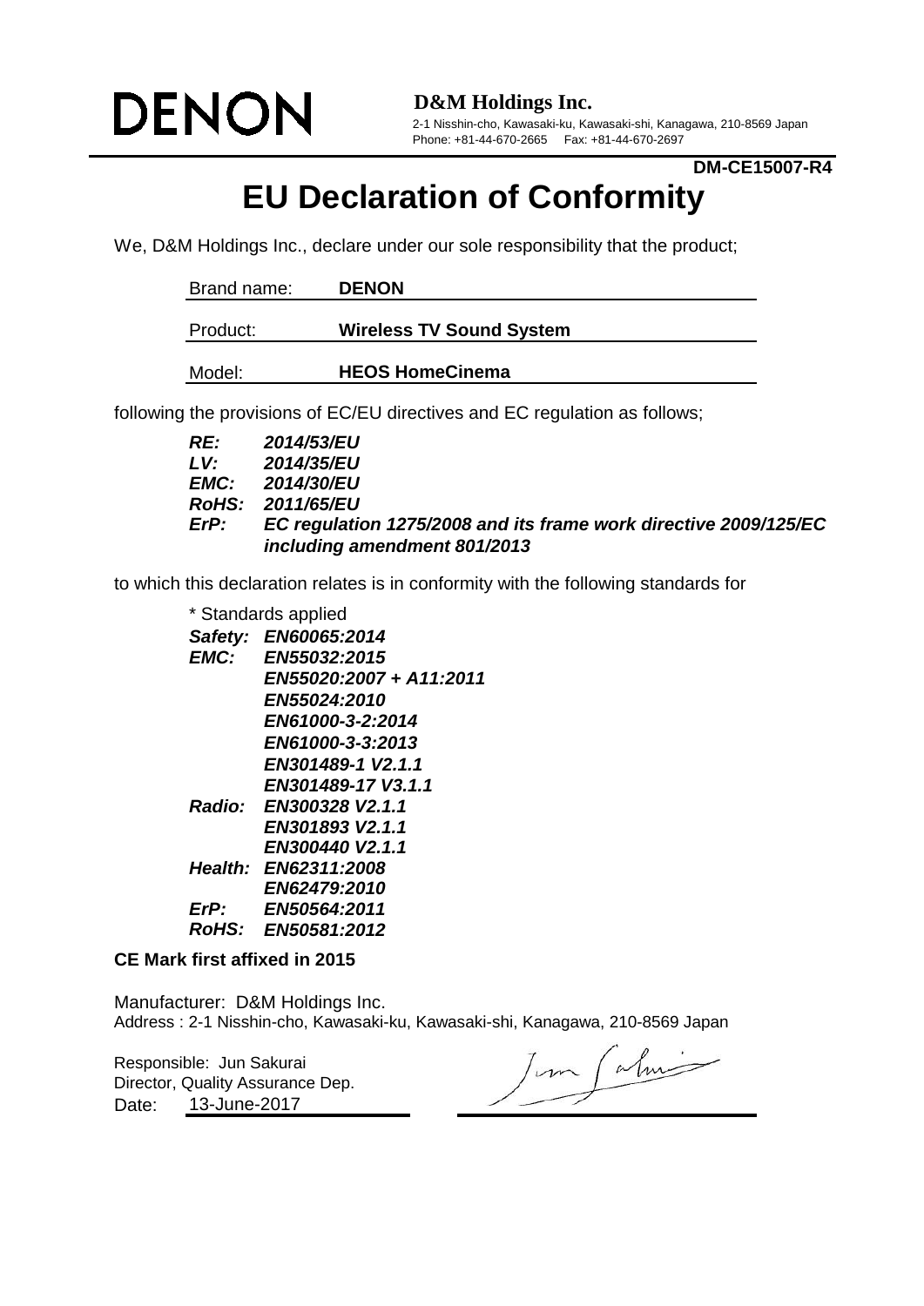**DENON**

**D&M Holdings Inc.**
2-1 Nisshin-cho, Kawasaki-ku, Kawasaki-shi, Kanagawa, 210-8569 Japan
Phone: +81-44-670-2665 Fax: +81-44-670-2697

**DM-CE15007-R4**

# EU Declaration of Conformity

We, D&M Holdings Inc., declare under our sole responsibility that the product;

| | |
|---|---|
| Brand name: | **DENON** |
| Product: | **Wireless TV Sound System** |
| Model: | **HEOS HomeCinema** |

following the provisions of EC/EU directives and EC regulation as follows;

***RE:*** ***2014/53/EU***
***LV:*** ***2014/35/EU***
***EMC:*** ***2014/30/EU***
***RoHS:*** ***2011/65/EU***
***ErP:*** ***EC regulation 1275/2008 and its frame work directive 2009/125/EC including amendment 801/2013***

to which this declaration relates is in conformity with the following standards for

\* Standards applied
***Safety:*** ***EN60065:2014***
***EMC:*** ***EN55032:2015***
***EN55020:2007 + A11:2011***
***EN55024:2010***
***EN61000-3-2:2014***
***EN61000-3-3:2013***
***EN301489-1 V2.1.1***
***EN301489-17 V3.1.1***
***Radio:*** ***EN300328 V2.1.1***
***EN301893 V2.1.1***
***EN300440 V2.1.1***
***Health:*** ***EN62311:2008***
***EN62479:2010***
***ErP:*** ***EN50564:2011***
***RoHS:*** ***EN50581:2012***

**CE Mark first affixed in 2015**

Manufacturer: D&M Holdings Inc.
Address : 2-1 Nisshin-cho, Kawasaki-ku, Kawasaki-shi, Kanagawa, 210-8569 Japan

Responsible: Jun Sakurai
Director, Quality Assurance Dep.
Date: 13-June-2017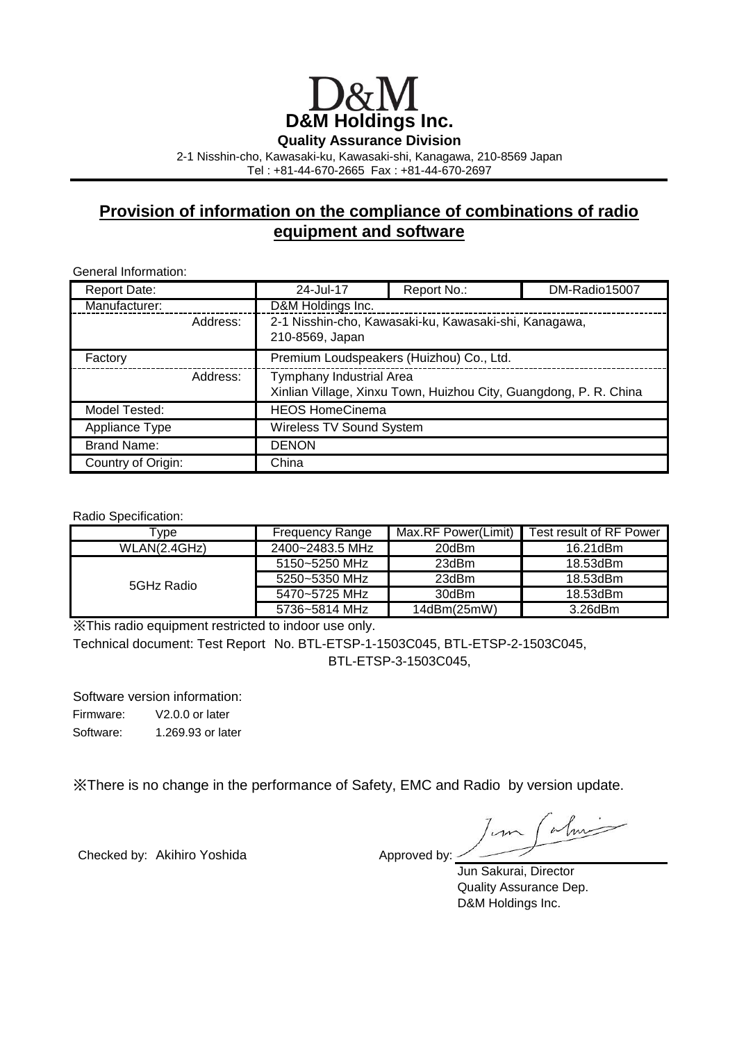# D&M

**D&M Holdings Inc.**

**Quality Assurance Division**

2-1 Nisshin-cho, Kawasaki-ku, Kawasaki-shi, Kanagawa, 210-8569 Japan
Tel : +81-44-670-2665 Fax : +81-44-670-2697

## Provision of information on the compliance of combinations of radio equipment and software

General Information:

| | | | |
|---|---|---|---|
| Report Date: | 24-Jul-17 | Report No.: | DM-Radio15007 |
| Manufacturer: | D&M Holdings Inc. | | |
| Address: | 2-1 Nisshin-cho, Kawasaki-ku, Kawasaki-shi, Kanagawa, 210-8569, Japan | | |
| Factory | Premium Loudspeakers (Huizhou) Co., Ltd. | | |
| Address: | Tymphany Industrial Area<br>Xinlian Village, Xinxu Town, Huizhou City, Guangdong, P. R. China | | |
| Model Tested: | HEOS HomeCinema | | |
| Appliance Type | Wireless TV Sound System | | |
| Brand Name: | DENON | | |
| Country of Origin: | China | | |

Radio Specification:

| Type | Frequency Range | Max.RF Power(Limit) | Test result of RF Power |
|---|---|---|---|
| WLAN(2.4GHz) | 2400~2483.5 MHz | 20dBm | 16.21dBm |
| 5GHz Radio | 5150~5250 MHz | 23dBm | 18.53dBm |
| | 5250~5350 MHz | 23dBm | 18.53dBm |
| | 5470~5725 MHz | 30dBm | 18.53dBm |
| | 5736~5814 MHz | 14dBm(25mW) | 3.26dBm |

※This radio equipment restricted to indoor use only.

Technical document: Test Report No. BTL-ETSP-1-1503C045, BTL-ETSP-2-1503C045,
BTL-ETSP-3-1503C045,

Software version information:

Firmware: V2.0.0 or later

Software: 1.269.93 or later

※There is no change in the performance of Safety, EMC and Radio by version update.

Checked by: Akihiro Yoshida

Approved by:

Jun Sakurai, Director
Quality Assurance Dep.
D&M Holdings Inc.